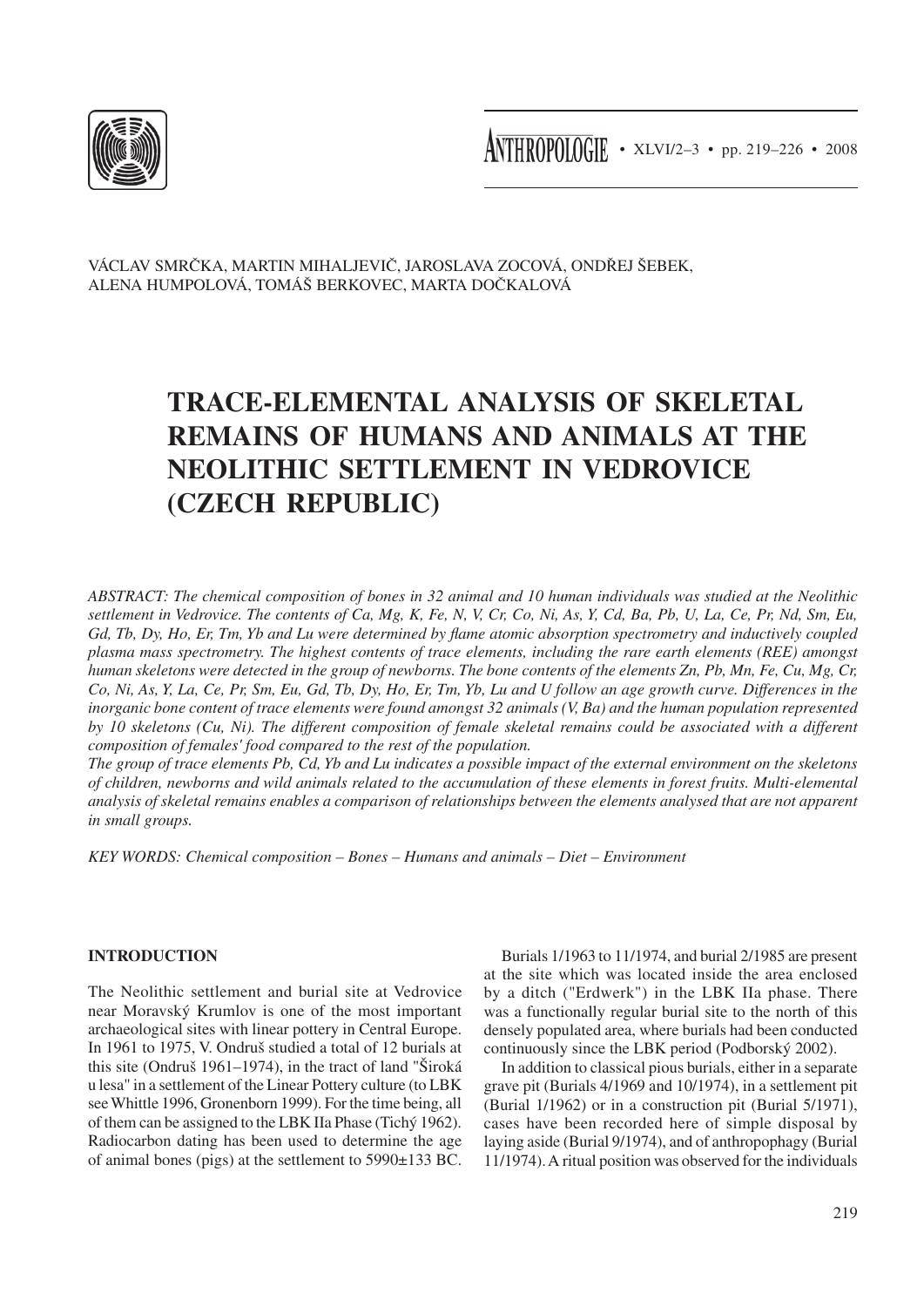VÁCLAV SMRČKA, MARTIN MIHALJEVIČ, JAROSLAVA ZOCOVÁ, ONDŘEJ ŠEBEK, ALENA HUMPOLOVÁ, TOMÁŠ BERKOVEC, MARTA DOČKALOVÁ

# TRACE-ELEMENTAL ANALYSIS OF SKELETAL REMAINS OF HUMANS AND ANIMALS AT THE NEOLITHIC SETTLEMENT IN VEDROVICE (CZECH REPUBLIC)

*ABSTRACT: The chemical composition of bones in 32 animal and 10 human individuals was studied at the Neolithic settlement in Vedrovice. The contents of Ca, Mg, K, Fe, N, V, Cr, Co, Ni, As, Y, Cd, Ba, Pb, U, La, Ce, Pr, Nd, Sm, Eu, Gd, Tb, Dy, Ho, Er, Tm, Yb and Lu were determined by flame atomic absorption spectrometry and inductively coupled plasma mass spectrometry. The highest contents of trace elements, including the rare earth elements (REE) amongst human skeletons were detected in the group of newborns. The bone contents of the elements Zn, Pb, Mn, Fe, Cu, Mg, Cr, Co, Ni, As, Y, La, Ce, Pr, Sm, Eu, Gd, Tb, Dy, Ho, Er, Tm, Yb, Lu and U follow an age growth curve. Differences in the inorganic bone content of trace elements were found amongst 32 animals (V, Ba) and the human population represented by 10 skeletons (Cu, Ni). The different composition of female skeletal remains could be associated with a different composition of females' food compared to the rest of the population.*

*The group of trace elements Pb, Cd, Yb and Lu indicates a possible impact of the external environment on the skeletons of children, newborns and wild animals related to the accumulation of these elements in forest fruits. Multi-elemental analysis of skeletal remains enables a comparison of relationships between the elements analysed that are not apparent in small groups.*

*KEY WORDS: Chemical composition – Bones – Humans and animals – Diet – Environment*

## INTRODUCTION

The Neolithic settlement and burial site at Vedrovice near Moravský Krumlov is one of the most important archaeological sites with linear pottery in Central Europe. In 1961 to 1975, V. Ondruš studied a total of 12 burials at this site (Ondruš 1961–1974), in the tract of land "Široká u lesa" in a settlement of the Linear Pottery culture (to LBK see Whittle 1996, Gronenborn 1999). For the time being, all of them can be assigned to the LBK IIa Phase (Tichý 1962). Radiocarbon dating has been used to determine the age of animal bones (pigs) at the settlement to 5990±133 BC.

Burials 1/1963 to 11/1974, and burial 2/1985 are present at the site which was located inside the area enclosed by a ditch ("Erdwerk") in the LBK IIa phase. There was a functionally regular burial site to the north of this densely populated area, where burials had been conducted continuously since the LBK period (Podborský 2002).

In addition to classical pious burials, either in a separate grave pit (Burials 4/1969 and 10/1974), in a settlement pit (Burial 1/1962) or in a construction pit (Burial 5/1971), cases have been recorded here of simple disposal by laying aside (Burial 9/1974), and of anthropophagy (Burial 11/1974). A ritual position was observed for the individuals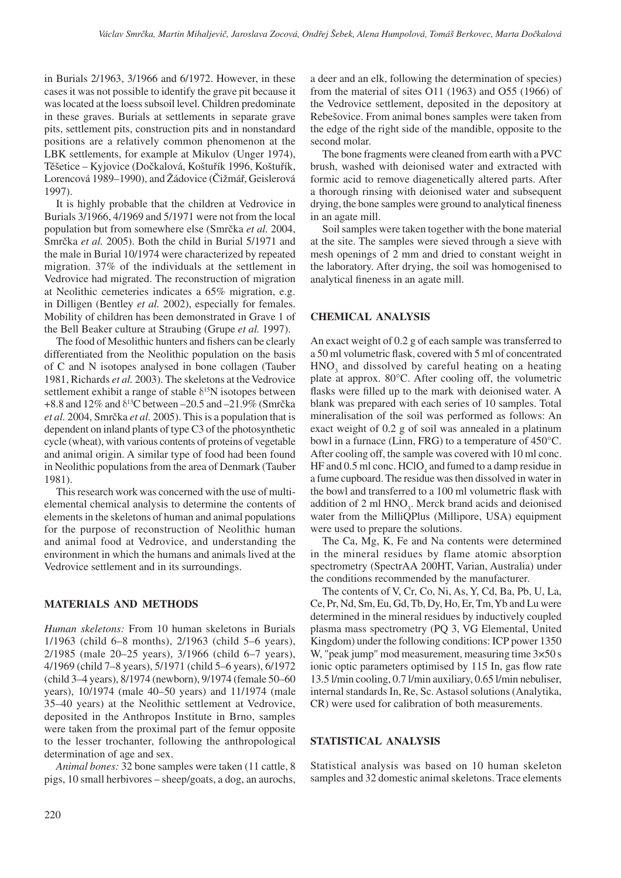in Burials 2/1963, 3/1966 and 6/1972. However, in these cases it was not possible to identify the grave pit because it was located at the loess subsoil level. Children predominate in these graves. Burials at settlements in separate grave pits, settlement pits, construction pits and in nonstandard positions are a relatively common phenomenon at the LBK settlements, for example at Mikulov (Unger 1974), Těšetice – Kyjovice (Dočkalová, Koštuřík 1996, Koštuřík, Lorencová 1989–1990), and Žádovice (Čižmář, Geislerová 1997).

It is highly probable that the children at Vedrovice in Burials 3/1966, 4/1969 and 5/1971 were not from the local population but from somewhere else (Smrčka *et al.* 2004, Smrčka *et al.* 2005). Both the child in Burial 5/1971 and the male in Burial 10/1974 were characterized by repeated migration. 37% of the individuals at the settlement in Vedrovice had migrated. The reconstruction of migration at Neolithic cemeteries indicates a 65% migration, e.g. in Dilligen (Bentley *et al.* 2002), especially for females. Mobility of children has been demonstrated in Grave 1 of the Bell Beaker culture at Straubing (Grupe *et al.* 1997).

The food of Mesolithic hunters and fishers can be clearly differentiated from the Neolithic population on the basis of C and N isotopes analysed in bone collagen (Tauber 1981, Richards *et al.* 2003). The skeletons at the Vedrovice settlement exhibit a range of stable $\delta^{15}$N isotopes between +8.8 and 12% and $\delta^{13}$C between –20.5 and –21.9% (Smrčka *et al.* 2004, Smrčka *et al.* 2005). This is a population that is dependent on inland plants of type C3 of the photosynthetic cycle (wheat), with various contents of proteins of vegetable and animal origin. A similar type of food had been found in Neolithic populations from the area of Denmark (Tauber 1981).

This research work was concerned with the use of multi-elemental chemical analysis to determine the contents of elements in the skeletons of human and animal populations for the purpose of reconstruction of Neolithic human and animal food at Vedrovice, and understanding the environment in which the humans and animals lived at the Vedrovice settlement and in its surroundings.

## MATERIALS AND METHODS

*Human skeletons:* From 10 human skeletons in Burials 1/1963 (child 6–8 months), 2/1963 (child 5–6 years), 2/1985 (male 20–25 years), 3/1966 (child 6–7 years), 4/1969 (child 7–8 years), 5/1971 (child 5–6 years), 6/1972 (child 3–4 years), 8/1974 (newborn), 9/1974 (female 50–60 years), 10/1974 (male 40–50 years) and 11/1974 (male 35–40 years) at the Neolithic settlement at Vedrovice, deposited in the Anthropos Institute in Brno, samples were taken from the proximal part of the femur opposite to the lesser trochanter, following the anthropological determination of age and sex.

*Animal bones:* 32 bone samples were taken (11 cattle, 8 pigs, 10 small herbivores – sheep/goats, a dog, an aurochs, a deer and an elk, following the determination of species) from the material of sites O11 (1963) and O55 (1966) of the Vedrovice settlement, deposited in the depository at Rebešovice. From animal bones samples were taken from the edge of the right side of the mandible, opposite to the second molar.

The bone fragments were cleaned from earth with a PVC brush, washed with deionised water and extracted with formic acid to remove diagenetically altered parts. After a thorough rinsing with deionised water and subsequent drying, the bone samples were ground to analytical fineness in an agate mill.

Soil samples were taken together with the bone material at the site. The samples were sieved through a sieve with mesh openings of 2 mm and dried to constant weight in the laboratory. After drying, the soil was homogenised to analytical fineness in an agate mill.

## CHEMICAL ANALYSIS

An exact weight of 0.2 g of each sample was transferred to a 50 ml volumetric flask, covered with 5 ml of concentrated $HNO_3$ and dissolved by careful heating on a heating plate at approx. 80°C. After cooling off, the volumetric flasks were filled up to the mark with deionised water. A blank was prepared with each series of 10 samples. Total mineralisation of the soil was performed as follows: An exact weight of 0.2 g of soil was annealed in a platinum bowl in a furnace (Linn, FRG) to a temperature of 450°C. After cooling off, the sample was covered with 10 ml conc. HF and 0.5 ml conc. $HClO_4$ and fumed to a damp residue in a fume cupboard. The residue was then dissolved in water in the bowl and transferred to a 100 ml volumetric flask with addition of 2 ml $HNO_3$. Merck brand acids and deionised water from the MilliQPlus (Millipore, USA) equipment were used to prepare the solutions.

The Ca, Mg, K, Fe and Na contents were determined in the mineral residues by flame atomic absorption spectrometry (SpectrAA 200HT, Varian, Australia) under the conditions recommended by the manufacturer.

The contents of V, Cr, Co, Ni, As, Y, Cd, Ba, Pb, U, La, Ce, Pr, Nd, Sm, Eu, Gd, Tb, Dy, Ho, Er, Tm, Yb and Lu were determined in the mineral residues by inductively coupled plasma mass spectrometry (PQ 3, VG Elemental, United Kingdom) under the following conditions: ICP power 1350 W, "peak jump" mod measurement, measuring time 3×50 s ionic optic parameters optimised by 115 In, gas flow rate 13.5 l/min cooling, 0.7 l/min auxiliary, 0.65 l/min nebuliser, internal standards In, Re, Sc. Astasol solutions (Analytika, CR) were used for calibration of both measurements.

## STATISTICAL ANALYSIS

Statistical analysis was based on 10 human skeleton samples and 32 domestic animal skeletons. Trace elements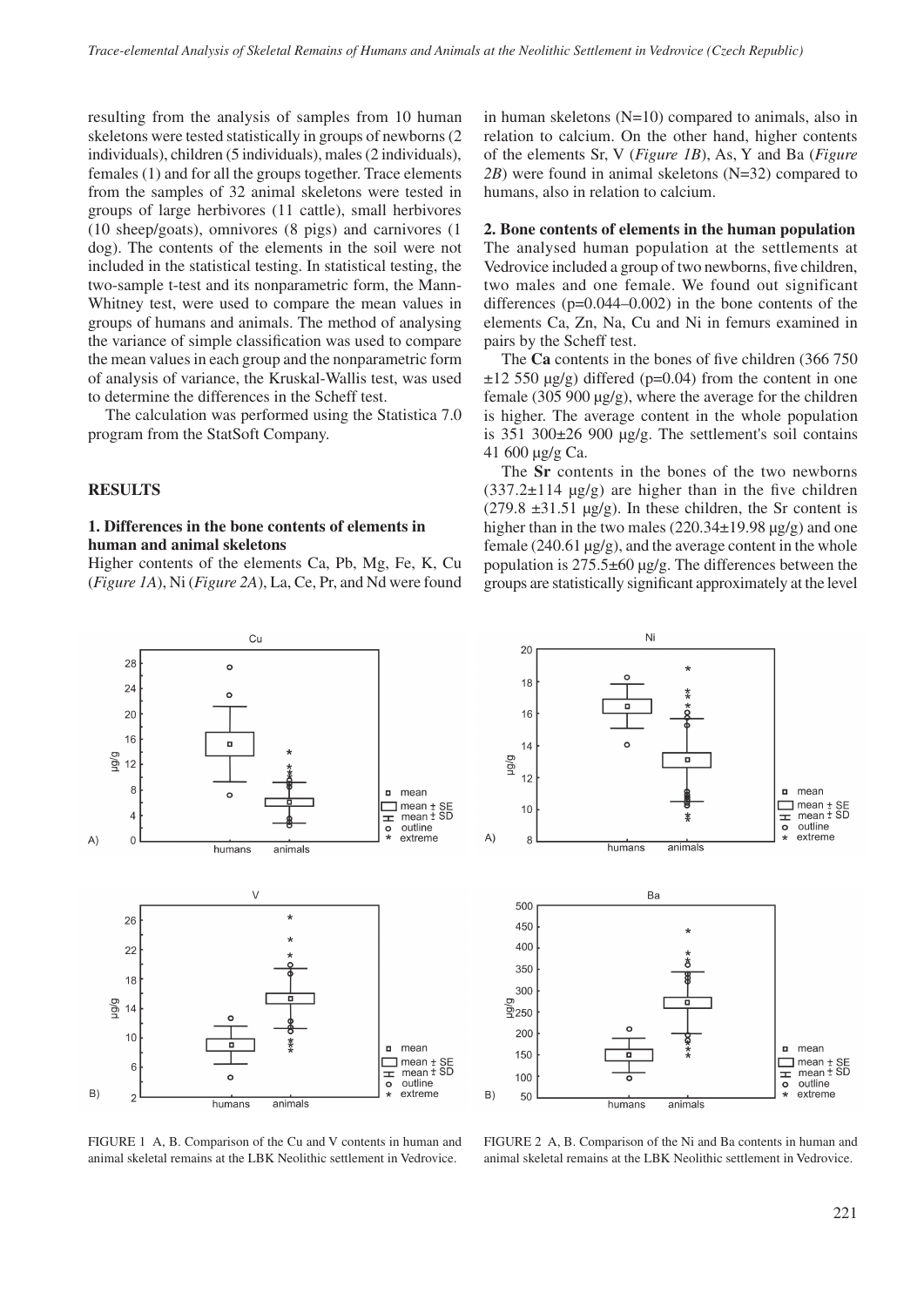resulting from the analysis of samples from 10 human skeletons were tested statistically in groups of newborns (2 individuals), children (5 individuals), males (2 individuals), females (1) and for all the groups together. Trace elements from the samples of 32 animal skeletons were tested in groups of large herbivores (11 cattle), small herbivores (10 sheep/goats), omnivores (8 pigs) and carnivores (1 dog). The contents of the elements in the soil were not included in the statistical testing. In statistical testing, the two-sample t-test and its nonparametric form, the Mann-Whitney test, were used to compare the mean values in groups of humans and animals. The method of analysing the variance of simple classification was used to compare the mean values in each group and the nonparametric form of analysis of variance, the Kruskal-Wallis test, was used to determine the differences in the Scheff test.

The calculation was performed using the Statistica 7.0 program from the StatSoft Company.

## RESULTS

### 1. Differences in the bone contents of elements in human and animal skeletons

Higher contents of the elements Ca, Pb, Mg, Fe, K, Cu (*Figure 1A*), Ni (*Figure 2A*), La, Ce, Pr, and Nd were found in human skeletons (N=10) compared to animals, also in relation to calcium. On the other hand, higher contents of the elements Sr, V (*Figure 1B*), As, Y and Ba (*Figure 2B*) were found in animal skeletons (N=32) compared to humans, also in relation to calcium.

### 2. Bone contents of elements in the human population

The analysed human population at the settlements at Vedrovice included a group of two newborns, five children, two males and one female. We found out significant differences (p=0.044–0.002) in the bone contents of the elements Ca, Zn, Na, Cu and Ni in femurs examined in pairs by the Scheff test.

The **Ca** contents in the bones of five children (366 750 ±12 550 μg/g) differed (p=0.04) from the content in one female (305 900 μg/g), where the average for the children is higher. The average content in the whole population is 351 300±26 900 μg/g. The settlement's soil contains 41 600 μg/g Ca.

The **Sr** contents in the bones of the two newborns (337.2±114 μg/g) are higher than in the five children (279.8 ±31.51 μg/g). In these children, the Sr content is higher than in the two males (220.34±19.98 μg/g) and one female (240.61 μg/g), and the average content in the whole population is 275.5±60 μg/g. The differences between the groups are statistically significant approximately at the level

FIGURE 1 A, B. Comparison of the Cu and V contents in human and animal skeletal remains at the LBK Neolithic settlement in Vedrovice.

FIGURE 2 A, B. Comparison of the Ni and Ba contents in human and animal skeletal remains at the LBK Neolithic settlement in Vedrovice.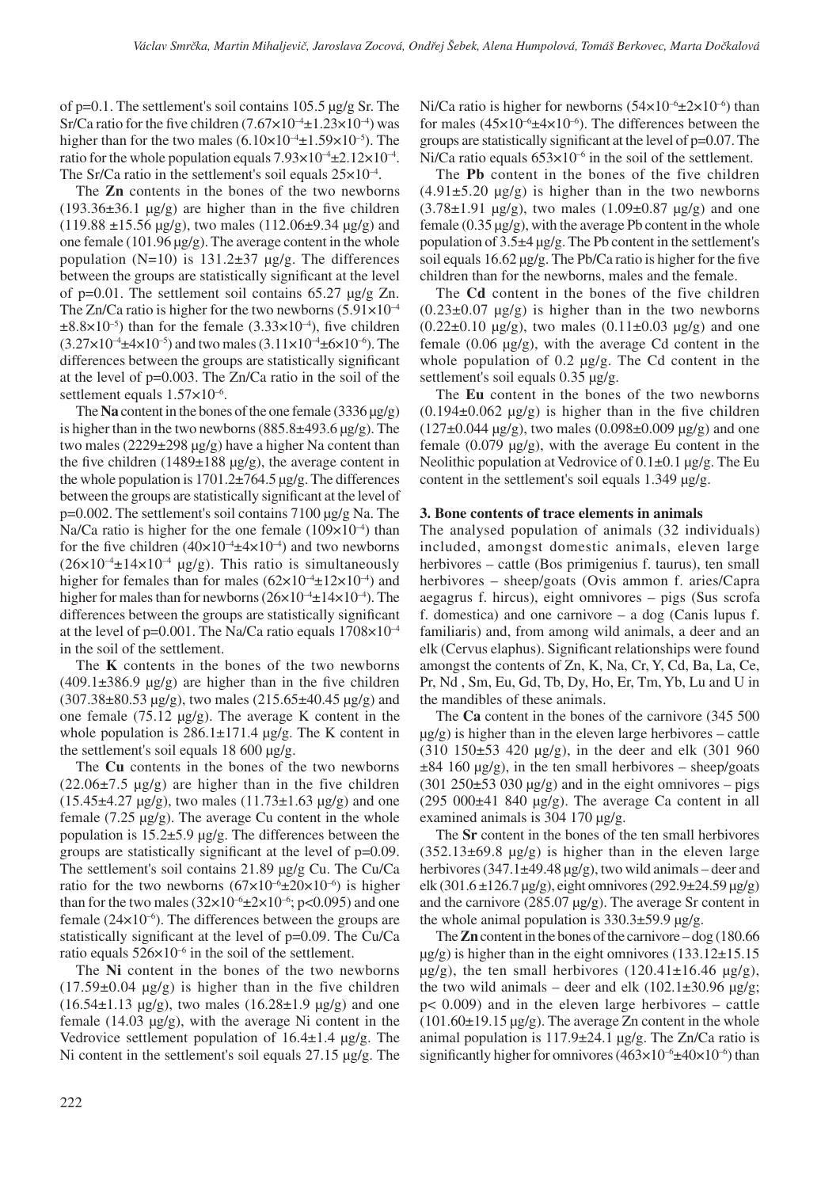of p=0.1. The settlement's soil contains 105.5 μg/g Sr. The Sr/Ca ratio for the five children ($7.67\times10^{-4}\pm1.23\times10^{-4}$) was higher than for the two males ($6.10\times10^{-4}\pm1.59\times10^{-5}$). The ratio for the whole population equals $7.93\times10^{-4}\pm2.12\times10^{-4}$. The Sr/Ca ratio in the settlement's soil equals $25\times10^{-4}$.

The **Zn** contents in the bones of the two newborns (193.36±36.1 μg/g) are higher than in the five children (119.88 ±15.56 μg/g), two males (112.06±9.34 μg/g) and one female (101.96 μg/g). The average content in the whole population (N=10) is 131.2±37 μg/g. The differences between the groups are statistically significant at the level of p=0.01. The settlement soil contains 65.27 μg/g Zn. The Zn/Ca ratio is higher for the two newborns ($5.91\times10^{-4}\pm8.8\times10^{-5}$) than for the female ($3.33\times10^{-4}$), five children ($3.27\times10^{-4}\pm4\times10^{-5}$) and two males ($3.11\times10^{-4}\pm6\times10^{-6}$). The differences between the groups are statistically significant at the level of p=0.003. The Zn/Ca ratio in the soil of the settlement equals $1.57\times10^{-6}$.

The **Na** content in the bones of the one female (3336 μg/g) is higher than in the two newborns (885.8±493.6 μg/g). The two males (2229±298 μg/g) have a higher Na content than the five children (1489±188 μg/g), the average content in the whole population is 1701.2±764.5 μg/g. The differences between the groups are statistically significant at the level of p=0.002. The settlement's soil contains 7100 μg/g Na. The Na/Ca ratio is higher for the one female ($109\times10^{-4}$) than for the five children ($40\times10^{-4}\pm4\times10^{-4}$) and two newborns ($26\times10^{-4}\pm14\times10^{-4}$ μg/g). This ratio is simultaneously higher for females than for males ($62\times10^{-4}\pm12\times10^{-4}$) and higher for males than for newborns ($26\times10^{-4}\pm14\times10^{-4}$). The differences between the groups are statistically significant at the level of p=0.001. The Na/Ca ratio equals $1708\times10^{-4}$ in the soil of the settlement.

The **K** contents in the bones of the two newborns (409.1±386.9 μg/g) are higher than in the five children (307.38±80.53 μg/g), two males (215.65±40.45 μg/g) and one female (75.12 μg/g). The average K content in the whole population is 286.1±171.4 μg/g. The K content in the settlement's soil equals 18 600 μg/g.

The **Cu** contents in the bones of the two newborns (22.06±7.5 μg/g) are higher than in the five children (15.45±4.27 μg/g), two males (11.73±1.63 μg/g) and one female (7.25 μg/g). The average Cu content in the whole population is 15.2±5.9 μg/g. The differences between the groups are statistically significant at the level of p=0.09. The settlement's soil contains 21.89 μg/g Cu. The Cu/Ca ratio for the two newborns ($67\times10^{-6}\pm20\times10^{-6}$) is higher than for the two males ($32\times10^{-6}\pm2\times10^{-6}$; $p<0.095$) and one female ($24\times10^{-6}$). The differences between the groups are statistically significant at the level of p=0.09. The Cu/Ca ratio equals $526\times10^{-6}$ in the soil of the settlement.

The **Ni** content in the bones of the two newborns (17.59±0.04 μg/g) is higher than in the five children (16.54±1.13 μg/g), two males (16.28±1.9 μg/g) and one female (14.03 μg/g), with the average Ni content in the Vedrovice settlement population of 16.4±1.4 μg/g. The Ni content in the settlement's soil equals 27.15 μg/g. The Ni/Ca ratio is higher for newborns ($54\times10^{-6}\pm2\times10^{-6}$) than for males ($45\times10^{-6}\pm4\times10^{-6}$). The differences between the groups are statistically significant at the level of p=0.07. The Ni/Ca ratio equals $653\times10^{-6}$ in the soil of the settlement.

The **Pb** content in the bones of the five children (4.91±5.20 μg/g) is higher than in the two newborns (3.78±1.91 μg/g), two males (1.09±0.87 μg/g) and one female (0.35 μg/g), with the average Pb content in the whole population of 3.5±4 μg/g. The Pb content in the settlement's soil equals 16.62 μg/g. The Pb/Ca ratio is higher for the five children than for the newborns, males and the female.

The **Cd** content in the bones of the five children (0.23±0.07 μg/g) is higher than in the two newborns (0.22±0.10 μg/g), two males (0.11±0.03 μg/g) and one female (0.06 μg/g), with the average Cd content in the whole population of 0.2 μg/g. The Cd content in the settlement's soil equals 0.35 μg/g.

The **Eu** content in the bones of the two newborns (0.194±0.062 μg/g) is higher than in the five children (127±0.044 μg/g), two males (0.098±0.009 μg/g) and one female (0.079 μg/g), with the average Eu content in the Neolithic population at Vedrovice of 0.1±0.1 μg/g. The Eu content in the settlement's soil equals 1.349 μg/g.

### 3. Bone contents of trace elements in animals

The analysed population of animals (32 individuals) included, amongst domestic animals, eleven large herbivores – cattle (Bos primigenius f. taurus), ten small herbivores – sheep/goats (Ovis ammon f. aries/Capra aegagrus f. hircus), eight omnivores – pigs (Sus scrofa f. domestica) and one carnivore – a dog (Canis lupus f. familiaris) and, from among wild animals, a deer and an elk (Cervus elaphus). Significant relationships were found amongst the contents of Zn, K, Na, Cr, Y, Cd, Ba, La, Ce, Pr, Nd , Sm, Eu, Gd, Tb, Dy, Ho, Er, Tm, Yb, Lu and U in the mandibles of these animals.

The **Ca** content in the bones of the carnivore (345 500 μg/g) is higher than in the eleven large herbivores – cattle (310 150±53 420 μg/g), in the deer and elk (301 960 ±84 160 μg/g), in the ten small herbivores – sheep/goats (301 250±53 030 μg/g) and in the eight omnivores – pigs (295 000±41 840 μg/g). The average Ca content in all examined animals is 304 170 μg/g.

The **Sr** content in the bones of the ten small herbivores (352.13±69.8 μg/g) is higher than in the eleven large herbivores (347.1±49.48 μg/g), two wild animals – deer and elk (301.6 ±126.7 μg/g), eight omnivores (292.9±24.59 μg/g) and the carnivore (285.07 μg/g). The average Sr content in the whole animal population is 330.3±59.9 μg/g.

The **Zn** content in the bones of the carnivore – dog (180.66 μg/g) is higher than in the eight omnivores (133.12±15.15 μg/g), the ten small herbivores (120.41±16.46 μg/g), the two wild animals – deer and elk (102.1±30.96 μg/g; $p<0.009$) and in the eleven large herbivores – cattle (101.60±19.15 μg/g). The average Zn content in the whole animal population is 117.9±24.1 μg/g. The Zn/Ca ratio is significantly higher for omnivores ($463\times10^{-6}\pm40\times10^{-6}$) than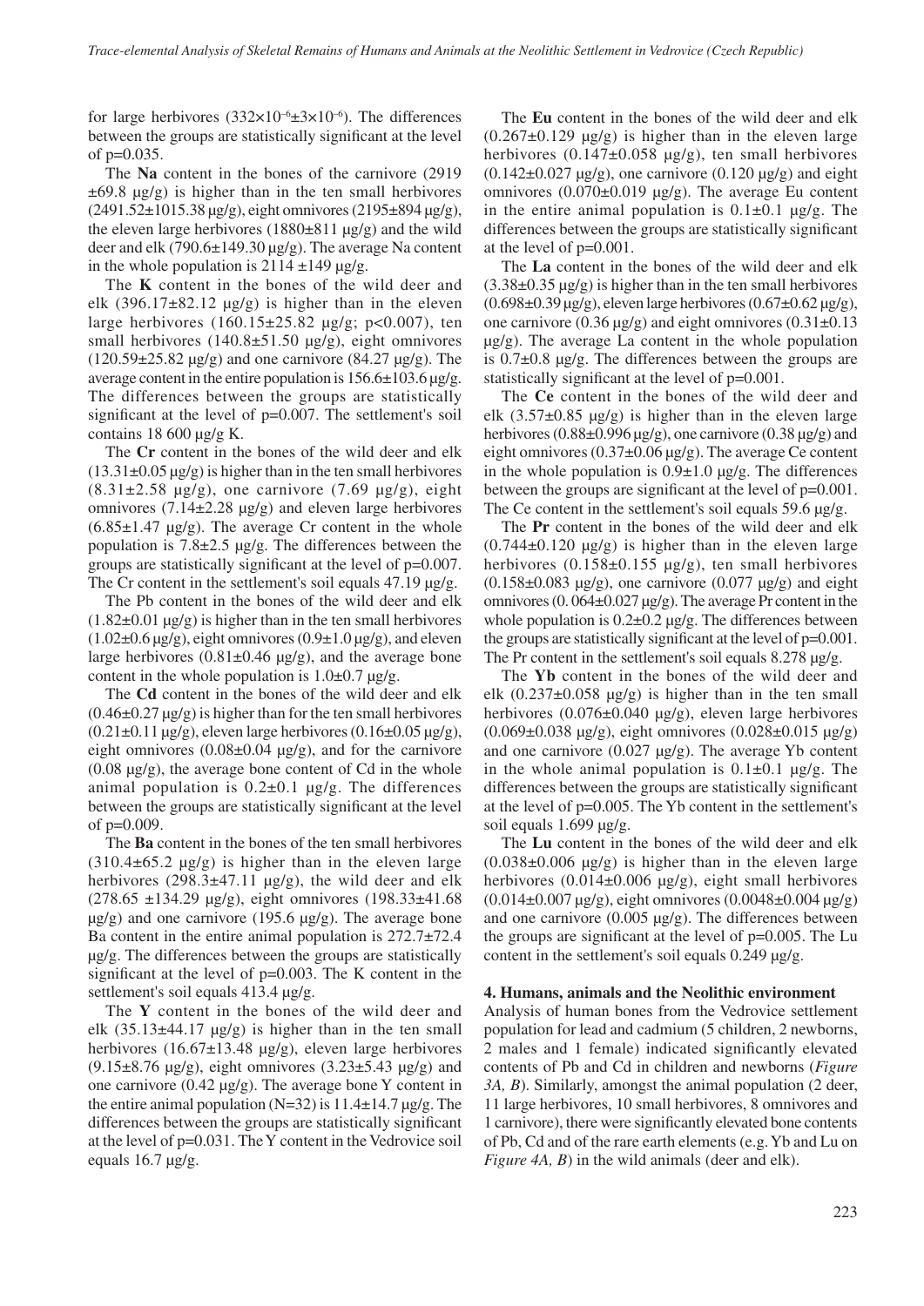for large herbivores ($332\times10^{-6}\pm3\times10^{-6}$). The differences between the groups are statistically significant at the level of $p=0.035$.

The **Na** content in the bones of the carnivore (2919 ±69.8 μg/g) is higher than in the ten small herbivores (2491.52±1015.38 μg/g), eight omnivores (2195±894 μg/g), the eleven large herbivores (1880±811 μg/g) and the wild deer and elk (790.6±149.30 μg/g). The average Na content in the whole population is 2114 ±149 μg/g.

The **K** content in the bones of the wild deer and elk (396.17±82.12 μg/g) is higher than in the eleven large herbivores (160.15±25.82 μg/g; $p<0.007$), ten small herbivores (140.8±51.50 μg/g), eight omnivores (120.59±25.82 μg/g) and one carnivore (84.27 μg/g). The average content in the entire population is 156.6±103.6 μg/g. The differences between the groups are statistically significant at the level of $p=0.007$. The settlement's soil contains 18 600 μg/g K.

The **Cr** content in the bones of the wild deer and elk (13.31±0.05 μg/g) is higher than in the ten small herbivores (8.31±2.58 μg/g), one carnivore (7.69 μg/g), eight omnivores (7.14±2.28 μg/g) and eleven large herbivores (6.85±1.47 μg/g). The average Cr content in the whole population is 7.8±2.5 μg/g. The differences between the groups are statistically significant at the level of $p=0.007$. The Cr content in the settlement's soil equals 47.19 μg/g.

The Pb content in the bones of the wild deer and elk (1.82±0.01 μg/g) is higher than in the ten small herbivores (1.02±0.6 μg/g), eight omnivores (0.9±1.0 μg/g), and eleven large herbivores (0.81±0.46 μg/g), and the average bone content in the whole population is 1.0±0.7 μg/g.

The **Cd** content in the bones of the wild deer and elk (0.46±0.27 μg/g) is higher than for the ten small herbivores (0.21±0.11 μg/g), eleven large herbivores (0.16±0.05 μg/g), eight omnivores (0.08±0.04 μg/g), and for the carnivore (0.08 μg/g), the average bone content of Cd in the whole animal population is 0.2±0.1 μg/g. The differences between the groups are statistically significant at the level of $p=0.009$.

The **Ba** content in the bones of the ten small herbivores (310.4±65.2 μg/g) is higher than in the eleven large herbivores (298.3±47.11 μg/g), the wild deer and elk (278.65 ±134.29 μg/g), eight omnivores (198.33±41.68 μg/g) and one carnivore (195.6 μg/g). The average bone Ba content in the entire animal population is 272.7±72.4 μg/g. The differences between the groups are statistically significant at the level of $p=0.003$. The K content in the settlement's soil equals 413.4 μg/g.

The **Y** content in the bones of the wild deer and elk (35.13±44.17 μg/g) is higher than in the ten small herbivores (16.67±13.48 μg/g), eleven large herbivores (9.15±8.76 μg/g), eight omnivores (3.23±5.43 μg/g) and one carnivore (0.42 μg/g). The average bone Y content in the entire animal population ($N=32$) is 11.4±14.7 μg/g. The differences between the groups are statistically significant at the level of $p=0.031$. The Y content in the Vedrovice soil equals 16.7 μg/g.

The **Eu** content in the bones of the wild deer and elk (0.267±0.129 μg/g) is higher than in the eleven large herbivores (0.147±0.058 μg/g), ten small herbivores (0.142±0.027 μg/g), one carnivore (0.120 μg/g) and eight omnivores (0.070±0.019 μg/g). The average Eu content in the entire animal population is 0.1±0.1 μg/g. The differences between the groups are statistically significant at the level of $p=0.001$.

The **La** content in the bones of the wild deer and elk (3.38±0.35 μg/g) is higher than in the ten small herbivores (0.698±0.39 μg/g), eleven large herbivores (0.67±0.62 μg/g), one carnivore (0.36 μg/g) and eight omnivores (0.31±0.13 μg/g). The average La content in the whole population is 0.7±0.8 μg/g. The differences between the groups are statistically significant at the level of $p=0.001$.

The **Ce** content in the bones of the wild deer and elk (3.57±0.85 μg/g) is higher than in the eleven large herbivores (0.88±0.996 μg/g), one carnivore (0.38 μg/g) and eight omnivores (0.37±0.06 μg/g). The average Ce content in the whole population is 0.9±1.0 μg/g. The differences between the groups are significant at the level of $p=0.001$. The Ce content in the settlement's soil equals 59.6 μg/g.

The **Pr** content in the bones of the wild deer and elk (0.744±0.120 μg/g) is higher than in the eleven large herbivores (0.158±0.155 μg/g), ten small herbivores (0.158±0.083 μg/g), one carnivore (0.077 μg/g) and eight omnivores (0. 064±0.027 μg/g). The average Pr content in the whole population is 0.2±0.2 μg/g. The differences between the groups are statistically significant at the level of $p=0.001$. The Pr content in the settlement's soil equals 8.278 μg/g.

The **Yb** content in the bones of the wild deer and elk (0.237±0.058 μg/g) is higher than in the ten small herbivores (0.076±0.040 μg/g), eleven large herbivores (0.069±0.038 μg/g), eight omnivores (0.028±0.015 μg/g) and one carnivore (0.027 μg/g). The average Yb content in the whole animal population is 0.1±0.1 μg/g. The differences between the groups are statistically significant at the level of $p=0.005$. The Yb content in the settlement's soil equals 1.699 μg/g.

The **Lu** content in the bones of the wild deer and elk (0.038±0.006 μg/g) is higher than in the eleven large herbivores (0.014±0.006 μg/g), eight small herbivores (0.014±0.007 μg/g), eight omnivores (0.0048±0.004 μg/g) and one carnivore (0.005 μg/g). The differences between the groups are significant at the level of $p=0.005$. The Lu content in the settlement's soil equals 0.249 μg/g.

## 4. Humans, animals and the Neolithic environment

Analysis of human bones from the Vedrovice settlement population for lead and cadmium (5 children, 2 newborns, 2 males and 1 female) indicated significantly elevated contents of Pb and Cd in children and newborns (*Figure 3A, B*). Similarly, amongst the animal population (2 deer, 11 large herbivores, 10 small herbivores, 8 omnivores and 1 carnivore), there were significantly elevated bone contents of Pb, Cd and of the rare earth elements (e.g. Yb and Lu on *Figure 4A, B*) in the wild animals (deer and elk).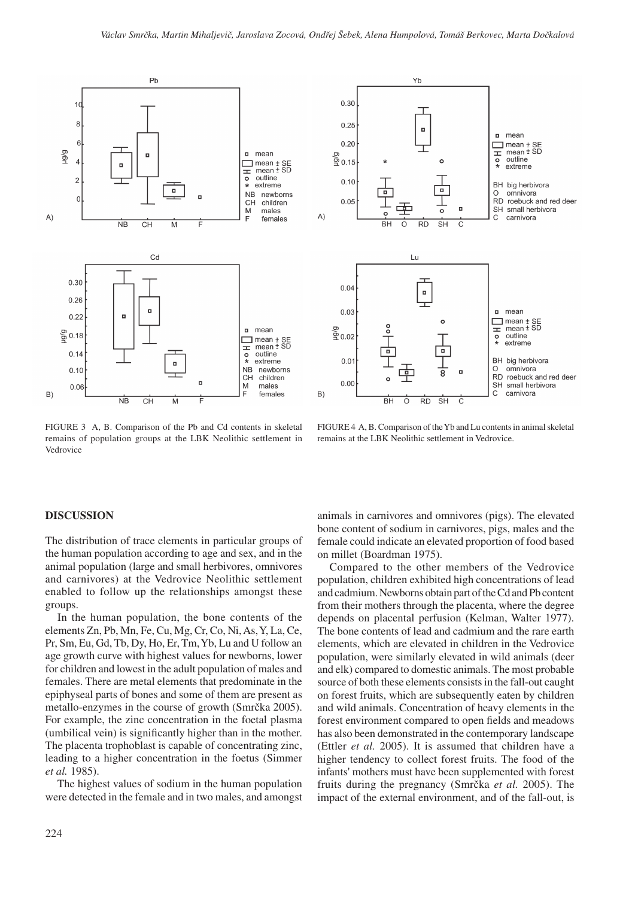FIGURE 3 A, B. Comparison of the Pb and Cd contents in skeletal remains of population groups at the LBK Neolithic settlement in Vedrovice

FIGURE 4 A, B. Comparison of the Yb and Lu contents in animal skeletal remains at the LBK Neolithic settlement in Vedrovice.

## DISCUSSION

The distribution of trace elements in particular groups of the human population according to age and sex, and in the animal population (large and small herbivores, omnivores and carnivores) at the Vedrovice Neolithic settlement enabled to follow up the relationships amongst these groups.

In the human population, the bone contents of the elements Zn, Pb, Mn, Fe, Cu, Mg, Cr, Co, Ni, As, Y, La, Ce, Pr, Sm, Eu, Gd, Tb, Dy, Ho, Er, Tm, Yb, Lu and U follow an age growth curve with highest values for newborns, lower for children and lowest in the adult population of males and females. There are metal elements that predominate in the epiphyseal parts of bones and some of them are present as metallo-enzymes in the course of growth (Smrčka 2005). For example, the zinc concentration in the foetal plasma (umbilical vein) is significantly higher than in the mother. The placenta trophoblast is capable of concentrating zinc, leading to a higher concentration in the foetus (Simmer *et al.* 1985).

The highest values of sodium in the human population were detected in the female and in two males, and amongst animals in carnivores and omnivores (pigs). The elevated bone content of sodium in carnivores, pigs, males and the female could indicate an elevated proportion of food based on millet (Boardman 1975).

Compared to the other members of the Vedrovice population, children exhibited high concentrations of lead and cadmium. Newborns obtain part of the Cd and Pb content from their mothers through the placenta, where the degree depends on placental perfusion (Kelman, Walter 1977). The bone contents of lead and cadmium and the rare earth elements, which are elevated in children in the Vedrovice population, were similarly elevated in wild animals (deer and elk) compared to domestic animals. The most probable source of both these elements consists in the fall-out caught on forest fruits, which are subsequently eaten by children and wild animals. Concentration of heavy elements in the forest environment compared to open fields and meadows has also been demonstrated in the contemporary landscape (Ettler *et al.* 2005). It is assumed that children have a higher tendency to collect forest fruits. The food of the infants' mothers must have been supplemented with forest fruits during the pregnancy (Smrčka *et al.* 2005). The impact of the external environment, and of the fall-out, is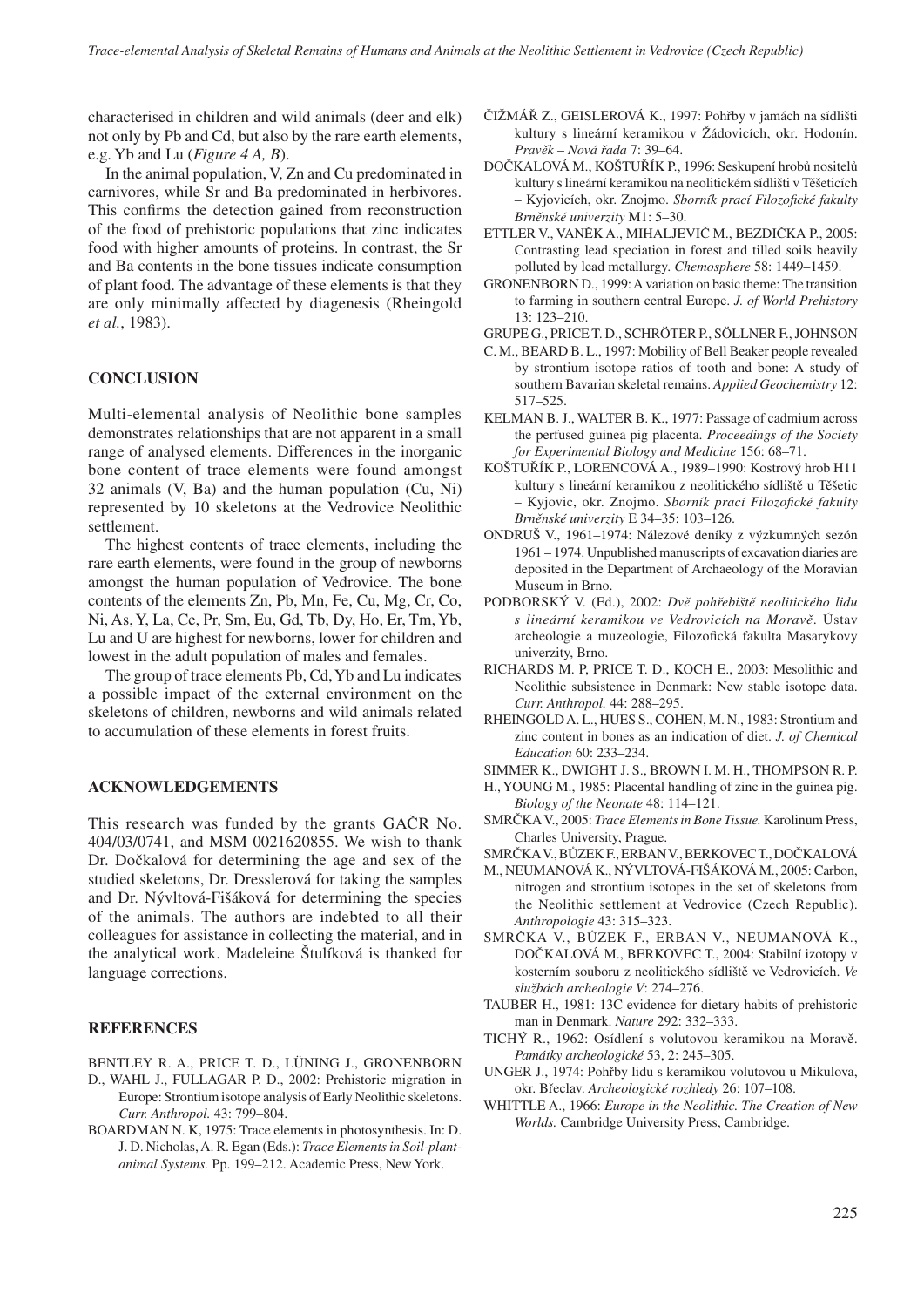characterised in children and wild animals (deer and elk) not only by Pb and Cd, but also by the rare earth elements, e.g. Yb and Lu (*Figure 4 A, B*).

In the animal population, V, Zn and Cu predominated in carnivores, while Sr and Ba predominated in herbivores. This confirms the detection gained from reconstruction of the food of prehistoric populations that zinc indicates food with higher amounts of proteins. In contrast, the Sr and Ba contents in the bone tissues indicate consumption of plant food. The advantage of these elements is that they are only minimally affected by diagenesis (Rheingold *et al.*, 1983).

## CONCLUSION

Multi-elemental analysis of Neolithic bone samples demonstrates relationships that are not apparent in a small range of analysed elements. Differences in the inorganic bone content of trace elements were found amongst 32 animals (V, Ba) and the human population (Cu, Ni) represented by 10 skeletons at the Vedrovice Neolithic settlement.

The highest contents of trace elements, including the rare earth elements, were found in the group of newborns amongst the human population of Vedrovice. The bone contents of the elements Zn, Pb, Mn, Fe, Cu, Mg, Cr, Co, Ni, As, Y, La, Ce, Pr, Sm, Eu, Gd, Tb, Dy, Ho, Er, Tm, Yb, Lu and U are highest for newborns, lower for children and lowest in the adult population of males and females.

The group of trace elements Pb, Cd, Yb and Lu indicates a possible impact of the external environment on the skeletons of children, newborns and wild animals related to accumulation of these elements in forest fruits.

## ACKNOWLEDGEMENTS

This research was funded by the grants GAČR No. 404/03/0741, and MSM 0021620855. We wish to thank Dr. Dočkalová for determining the age and sex of the studied skeletons, Dr. Dresslerová for taking the samples and Dr. Nývltová-Fišáková for determining the species of the animals. The authors are indebted to all their colleagues for assistance in collecting the material, and in the analytical work. Madeleine Štulíková is thanked for language corrections.

## REFERENCES

BENTLEY R. A., PRICE T. D., LÜNING J., GRONENBORN D., WAHL J., FULLAGAR P. D., 2002: Prehistoric migration in Europe: Strontium isotope analysis of Early Neolithic skeletons. *Curr. Anthropol.* 43: 799–804.

BOARDMAN N. K, 1975: Trace elements in photosynthesis. In: D. J. D. Nicholas, A. R. Egan (Eds.): *Trace Elements in Soil-plant-animal Systems.* Pp. 199–212. Academic Press, New York.

ČIŽMÁŘ Z., GEISLEROVÁ K., 1997: Pohřby v jamách na sídlišti kultury s lineární keramikou v Žádovicích, okr. Hodonín. *Pravěk – Nová řada* 7: 39–64.

DOČKALOVÁ M., KOŠTUŘÍK P., 1996: Seskupení hrobů nositelů kultury s lineární keramikou na neolitickém sídlišti v Těšeticích – Kyjovicích, okr. Znojmo. *Sborník prací Filozofické fakulty Brněnské univerzity* M1: 5–30.

ETTLER V., VANĚK A., MIHALJEVIČ M., BEZDIČKA P., 2005: Contrasting lead speciation in forest and tilled soils heavily polluted by lead metallurgy. *Chemosphere* 58: 1449–1459.

GRONENBORN D., 1999: A variation on basic theme: The transition to farming in southern central Europe. *J. of World Prehistory* 13: 123–210.

GRUPE G., PRICE T. D., SCHRÖTER P., SÖLLNER F., JOHNSON C. M., BEARD B. L., 1997: Mobility of Bell Beaker people revealed by strontium isotope ratios of tooth and bone: A study of southern Bavarian skeletal remains. *Applied Geochemistry* 12: 517–525.

KELMAN B. J., WALTER B. K., 1977: Passage of cadmium across the perfused guinea pig placenta. *Proceedings of the Society for Experimental Biology and Medicine* 156: 68–71.

KOŠTUŘÍK P., LORENCOVÁ A., 1989–1990: Kostrový hrob H11 kultury s lineární keramikou z neolitického sídliště u Těšetic – Kyjovic, okr. Znojmo. *Sborník prací Filozofické fakulty Brněnské univerzity* E 34–35: 103–126.

ONDRUŠ V., 1961–1974: Nálezové deníky z výzkumných sezón 1961 – 1974. Unpublished manuscripts of excavation diaries are deposited in the Department of Archaeology of the Moravian Museum in Brno.

PODBORSKÝ V. (Ed.), 2002: *Dvě pohřebiště neolitického lidu s lineární keramikou ve Vedrovicích na Moravě*. Ústav archeologie a muzeologie, Filozofická fakulta Masarykovy univerzity, Brno.

RICHARDS M. P, PRICE T. D., KOCH E., 2003: Mesolithic and Neolithic subsistence in Denmark: New stable isotope data. *Curr. Anthropol.* 44: 288–295.

RHEINGOLD A. L., HUES S., COHEN, M. N., 1983: Strontium and zinc content in bones as an indication of diet. *J. of Chemical Education* 60: 233–234.

SIMMER K., DWIGHT J. S., BROWN I. M. H., THOMPSON R. P. H., YOUNG M., 1985: Placental handling of zinc in the guinea pig. *Biology of the Neonate* 48: 114–121.

SMRČKA V., 2005: *Trace Elements in Bone Tissue.* Karolinum Press, Charles University, Prague.

SMRČKA V., BŮZEK F., ERBAN V., BERKOVEC T., DOČKALOVÁ M., NEUMANOVÁ K., NÝVLTOVÁ-FIŠÁKOVÁ M., 2005: Carbon, nitrogen and strontium isotopes in the set of skeletons from the Neolithic settlement at Vedrovice (Czech Republic). *Anthropologie* 43: 315–323.

SMRČKA V., BŮZEK F., ERBAN V., NEUMANOVÁ K., DOČKALOVÁ M., BERKOVEC T., 2004: Stabilní izotopy v kosterním souboru z neolitického sídliště ve Vedrovicích. *Ve službách archeologie V*: 274–276.

TAUBER H., 1981: 13C evidence for dietary habits of prehistoric man in Denmark. *Nature* 292: 332–333.

TICHÝ R., 1962: Osídlení s volutovou keramikou na Moravě. *Památky archeologické* 53, 2: 245–305.

UNGER J., 1974: Pohřby lidu s keramikou volutovou u Mikulova, okr. Břeclav. *Archeologické rozhledy* 26: 107–108.

WHITTLE A., 1966: *Europe in the Neolithic. The Creation of New Worlds.* Cambridge University Press, Cambridge.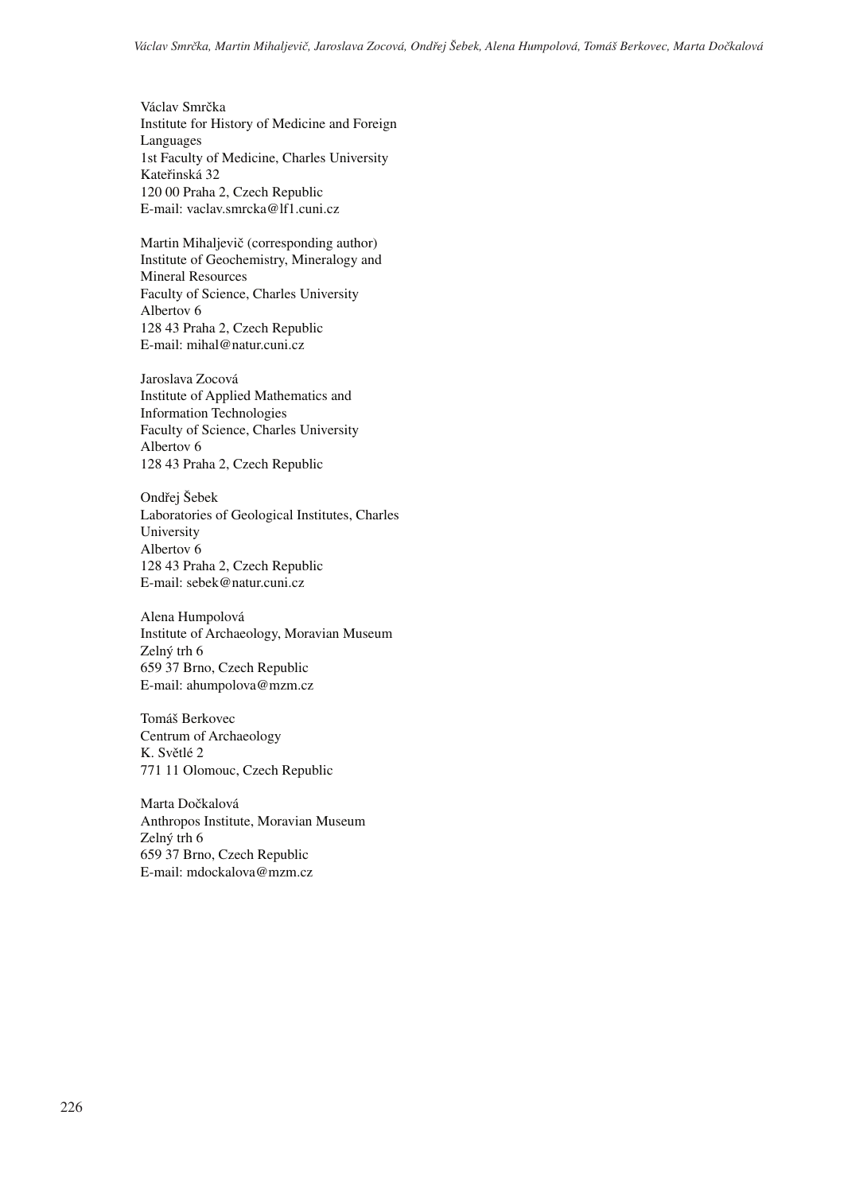Václav Smrčka
Institute for History of Medicine and Foreign Languages
1st Faculty of Medicine, Charles University
Kateřinská 32
120 00 Praha 2, Czech Republic
E-mail: vaclav.smrcka@lf1.cuni.cz

Martin Mihaljevič (corresponding author)
Institute of Geochemistry, Mineralogy and Mineral Resources
Faculty of Science, Charles University
Albertov 6
128 43 Praha 2, Czech Republic
E-mail: mihal@natur.cuni.cz

Jaroslava Zocová
Institute of Applied Mathematics and Information Technologies
Faculty of Science, Charles University
Albertov 6
128 43 Praha 2, Czech Republic

Ondřej Šebek
Laboratories of Geological Institutes, Charles University
Albertov 6
128 43 Praha 2, Czech Republic
E-mail: sebek@natur.cuni.cz

Alena Humpolová
Institute of Archaeology, Moravian Museum
Zelný trh 6
659 37 Brno, Czech Republic
E-mail: ahumpolova@mzm.cz

Tomáš Berkovec
Centrum of Archaeology
K. Světlé 2
771 11 Olomouc, Czech Republic

Marta Dočkalová
Anthropos Institute, Moravian Museum
Zelný trh 6
659 37 Brno, Czech Republic
E-mail: mdockalova@mzm.cz